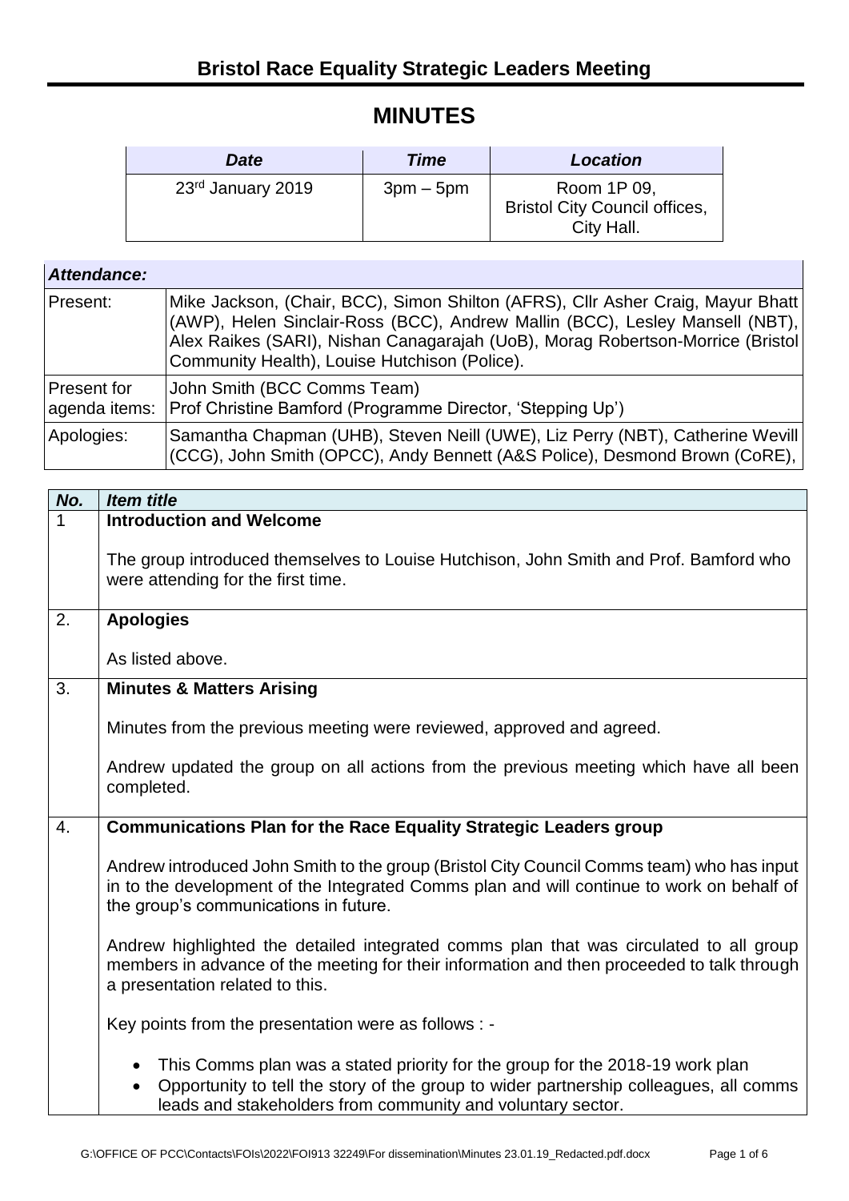## Bristol Race Equality Strategic Leaders Meeting

# MINUTES

| *Date* | *Time* | *Location* |
|---|---|---|
| 23rd January 2019 | 3pm – 5pm | Room 1P 09, Bristol City Council offices, City Hall. |

| *Attendance:* | |
|---|---|
| Present: | Mike Jackson, (Chair, BCC), Simon Shilton (AFRS), Cllr Asher Craig, Mayur Bhatt (AWP), Helen Sinclair-Ross (BCC), Andrew Mallin (BCC), Lesley Mansell (NBT), Alex Raikes (SARI), Nishan Canagarajah (UoB), Morag Robertson-Morrice (Bristol Community Health), Louise Hutchison (Police). |
| Present for agenda items: | John Smith (BCC Comms Team)<br>Prof Christine Bamford (Programme Director, 'Stepping Up') |
| Apologies: | Samantha Chapman (UHB), Steven Neill (UWE), Liz Perry (NBT), Catherine Wevill (CCG), John Smith (OPCC), Andy Bennett (A&S Police), Desmond Brown (CoRE), |

| *No.* | *Item title* |
|---|---|
| 1 | **Introduction and Welcome**<br><br>The group introduced themselves to Louise Hutchison, John Smith and Prof. Bamford who were attending for the first time. |
| 2. | **Apologies**<br><br>As listed above. |
| 3. | **Minutes & Matters Arising**<br><br>Minutes from the previous meeting were reviewed, approved and agreed.<br><br>Andrew updated the group on all actions from the previous meeting which have all been completed. |
| 4. | **Communications Plan for the Race Equality Strategic Leaders group**<br><br>Andrew introduced John Smith to the group (Bristol City Council Comms team) who has input in to the development of the Integrated Comms plan and will continue to work on behalf of the group's communications in future.<br><br>Andrew highlighted the detailed integrated comms plan that was circulated to all group members in advance of the meeting for their information and then proceeded to talk through a presentation related to this.<br><br>Key points from the presentation were as follows : -<br><br>• This Comms plan was a stated priority for the group for the 2018-19 work plan<br>• Opportunity to tell the story of the group to wider partnership colleagues, all comms leads and stakeholders from community and voluntary sector. |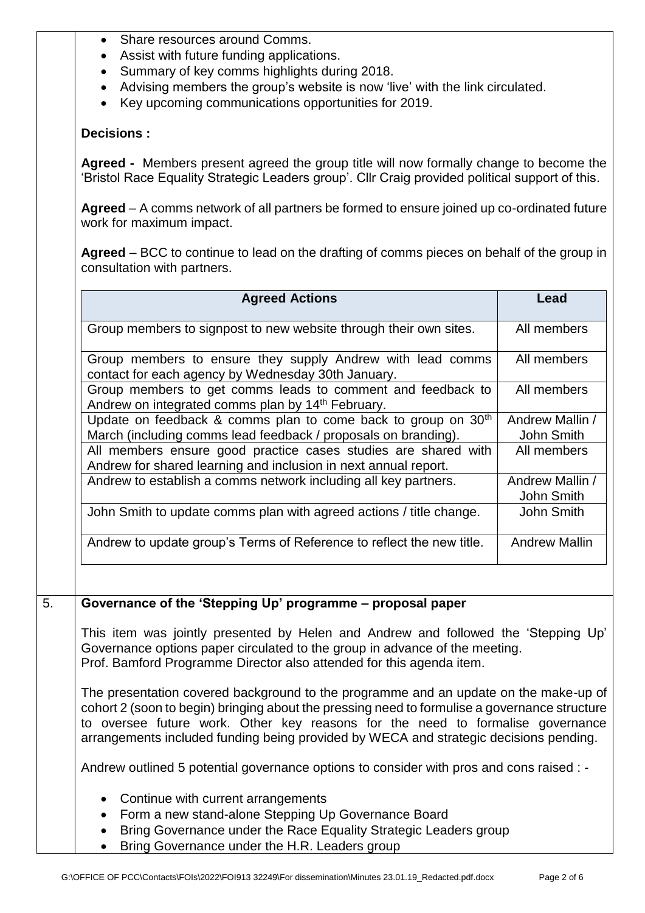- Share resources around Comms.
- Assist with future funding applications.
- Summary of key comms highlights during 2018.
- Advising members the group's website is now 'live' with the link circulated.
- Key upcoming communications opportunities for 2019.

**Decisions :**

**Agreed -** Members present agreed the group title will now formally change to become the 'Bristol Race Equality Strategic Leaders group'. Cllr Craig provided political support of this.

**Agreed** – A comms network of all partners be formed to ensure joined up co-ordinated future work for maximum impact.

**Agreed** – BCC to continue to lead on the drafting of comms pieces on behalf of the group in consultation with partners.

| Agreed Actions | Lead |
|---|---|
| Group members to signpost to new website through their own sites. | All members |
| Group members to ensure they supply Andrew with lead comms contact for each agency by Wednesday 30th January. | All members |
| Group members to get comms leads to comment and feedback to Andrew on integrated comms plan by 14th February. | All members |
| Update on feedback & comms plan to come back to group on 30th March (including comms lead feedback / proposals on branding). | Andrew Mallin / John Smith |
| All members ensure good practice cases studies are shared with Andrew for shared learning and inclusion in next annual report. | All members |
| Andrew to establish a comms network including all key partners. | Andrew Mallin / John Smith |
| John Smith to update comms plan with agreed actions / title change. | John Smith |
| Andrew to update group's Terms of Reference to reflect the new title. | Andrew Mallin |

## 5. Governance of the 'Stepping Up' programme – proposal paper

This item was jointly presented by Helen and Andrew and followed the 'Stepping Up' Governance options paper circulated to the group in advance of the meeting.
Prof. Bamford Programme Director also attended for this agenda item.

The presentation covered background to the programme and an update on the make-up of cohort 2 (soon to begin) bringing about the pressing need to formulise a governance structure to oversee future work. Other key reasons for the need to formalise governance arrangements included funding being provided by WECA and strategic decisions pending.

Andrew outlined 5 potential governance options to consider with pros and cons raised : -

- Continue with current arrangements
- Form a new stand-alone Stepping Up Governance Board
- Bring Governance under the Race Equality Strategic Leaders group
- Bring Governance under the H.R. Leaders group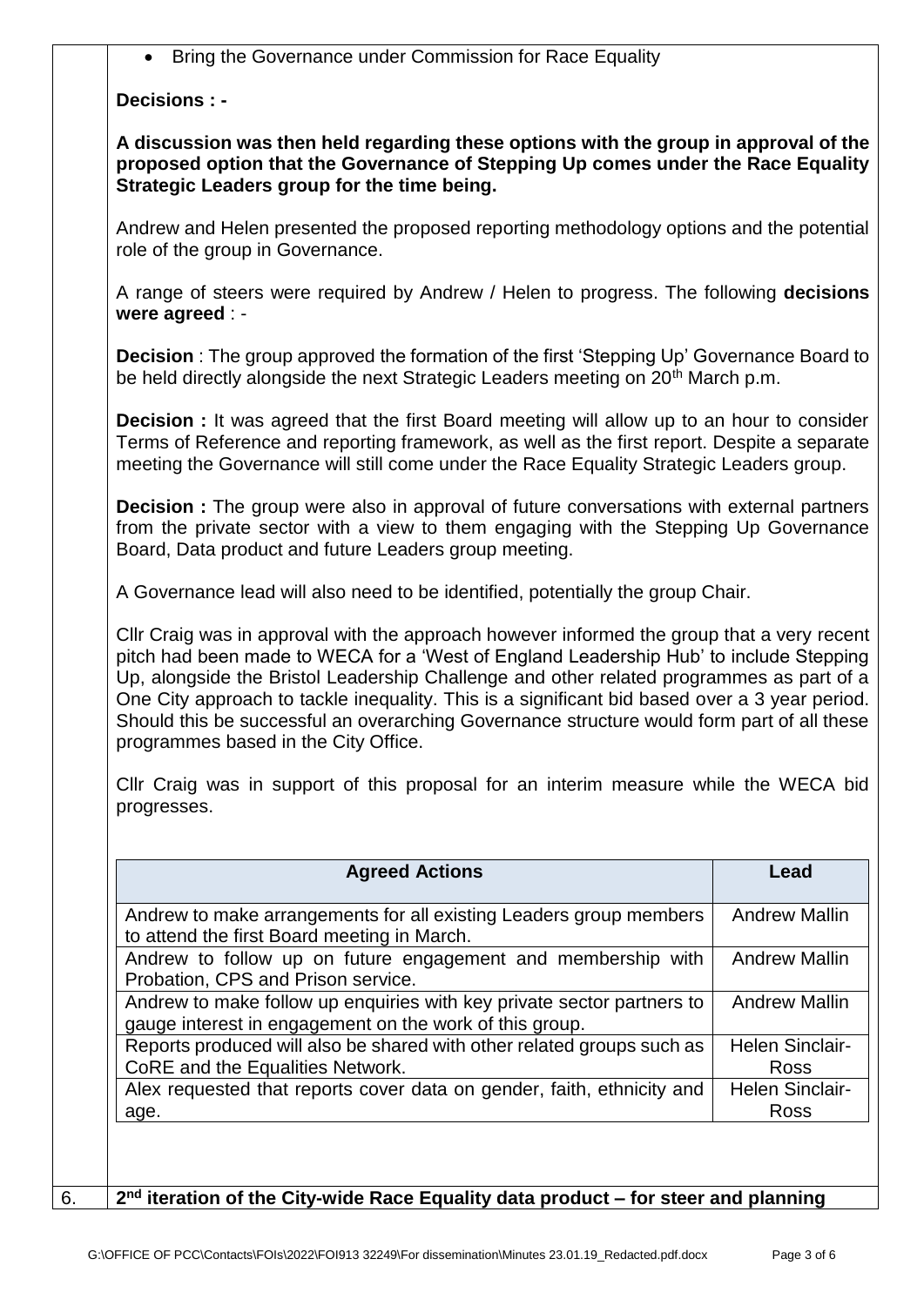- Bring the Governance under Commission for Race Equality

**Decisions : -**

**A discussion was then held regarding these options with the group in approval of the proposed option that the Governance of Stepping Up comes under the Race Equality Strategic Leaders group for the time being.**

Andrew and Helen presented the proposed reporting methodology options and the potential role of the group in Governance.

A range of steers were required by Andrew / Helen to progress. The following **decisions were agreed** : -

**Decision** : The group approved the formation of the first 'Stepping Up' Governance Board to be held directly alongside the next Strategic Leaders meeting on 20th March p.m.

**Decision :** It was agreed that the first Board meeting will allow up to an hour to consider Terms of Reference and reporting framework, as well as the first report. Despite a separate meeting the Governance will still come under the Race Equality Strategic Leaders group.

**Decision :** The group were also in approval of future conversations with external partners from the private sector with a view to them engaging with the Stepping Up Governance Board, Data product and future Leaders group meeting.

A Governance lead will also need to be identified, potentially the group Chair.

Cllr Craig was in approval with the approach however informed the group that a very recent pitch had been made to WECA for a 'West of England Leadership Hub' to include Stepping Up, alongside the Bristol Leadership Challenge and other related programmes as part of a One City approach to tackle inequality. This is a significant bid based over a 3 year period. Should this be successful an overarching Governance structure would form part of all these programmes based in the City Office.

Cllr Craig was in support of this proposal for an interim measure while the WECA bid progresses.

| Agreed Actions | Lead |
|---|---|
| Andrew to make arrangements for all existing Leaders group members to attend the first Board meeting in March. | Andrew Mallin |
| Andrew to follow up on future engagement and membership with Probation, CPS and Prison service. | Andrew Mallin |
| Andrew to make follow up enquiries with key private sector partners to gauge interest in engagement on the work of this group. | Andrew Mallin |
| Reports produced will also be shared with other related groups such as CoRE and the Equalities Network. | Helen Sinclair-Ross |
| Alex requested that reports cover data on gender, faith, ethnicity and age. | Helen Sinclair-Ross |

6. **2nd iteration of the City-wide Race Equality data product – for steer and planning**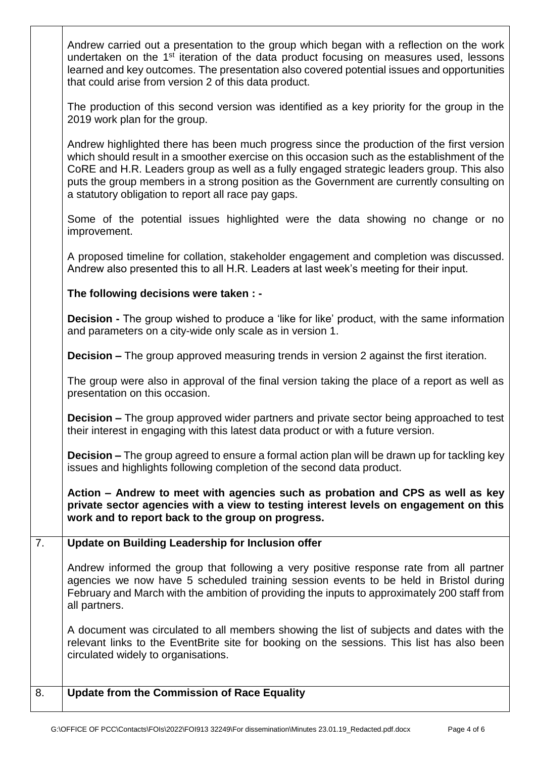Andrew carried out a presentation to the group which began with a reflection on the work undertaken on the 1st iteration of the data product focusing on measures used, lessons learned and key outcomes. The presentation also covered potential issues and opportunities that could arise from version 2 of this data product.

The production of this second version was identified as a key priority for the group in the 2019 work plan for the group.

Andrew highlighted there has been much progress since the production of the first version which should result in a smoother exercise on this occasion such as the establishment of the CoRE and H.R. Leaders group as well as a fully engaged strategic leaders group. This also puts the group members in a strong position as the Government are currently consulting on a statutory obligation to report all race pay gaps.

Some of the potential issues highlighted were the data showing no change or no improvement.

A proposed timeline for collation, stakeholder engagement and completion was discussed. Andrew also presented this to all H.R. Leaders at last week's meeting for their input.

**The following decisions were taken : -**

**Decision -** The group wished to produce a 'like for like' product, with the same information and parameters on a city-wide only scale as in version 1.

**Decision –** The group approved measuring trends in version 2 against the first iteration.

The group were also in approval of the final version taking the place of a report as well as presentation on this occasion.

**Decision –** The group approved wider partners and private sector being approached to test their interest in engaging with this latest data product or with a future version.

**Decision –** The group agreed to ensure a formal action plan will be drawn up for tackling key issues and highlights following completion of the second data product.

**Action – Andrew to meet with agencies such as probation and CPS as well as key private sector agencies with a view to testing interest levels on engagement on this work and to report back to the group on progress.**

## 7. Update on Building Leadership for Inclusion offer

Andrew informed the group that following a very positive response rate from all partner agencies we now have 5 scheduled training session events to be held in Bristol during February and March with the ambition of providing the inputs to approximately 200 staff from all partners.

A document was circulated to all members showing the list of subjects and dates with the relevant links to the EventBrite site for booking on the sessions. This list has also been circulated widely to organisations.

## 8. Update from the Commission of Race Equality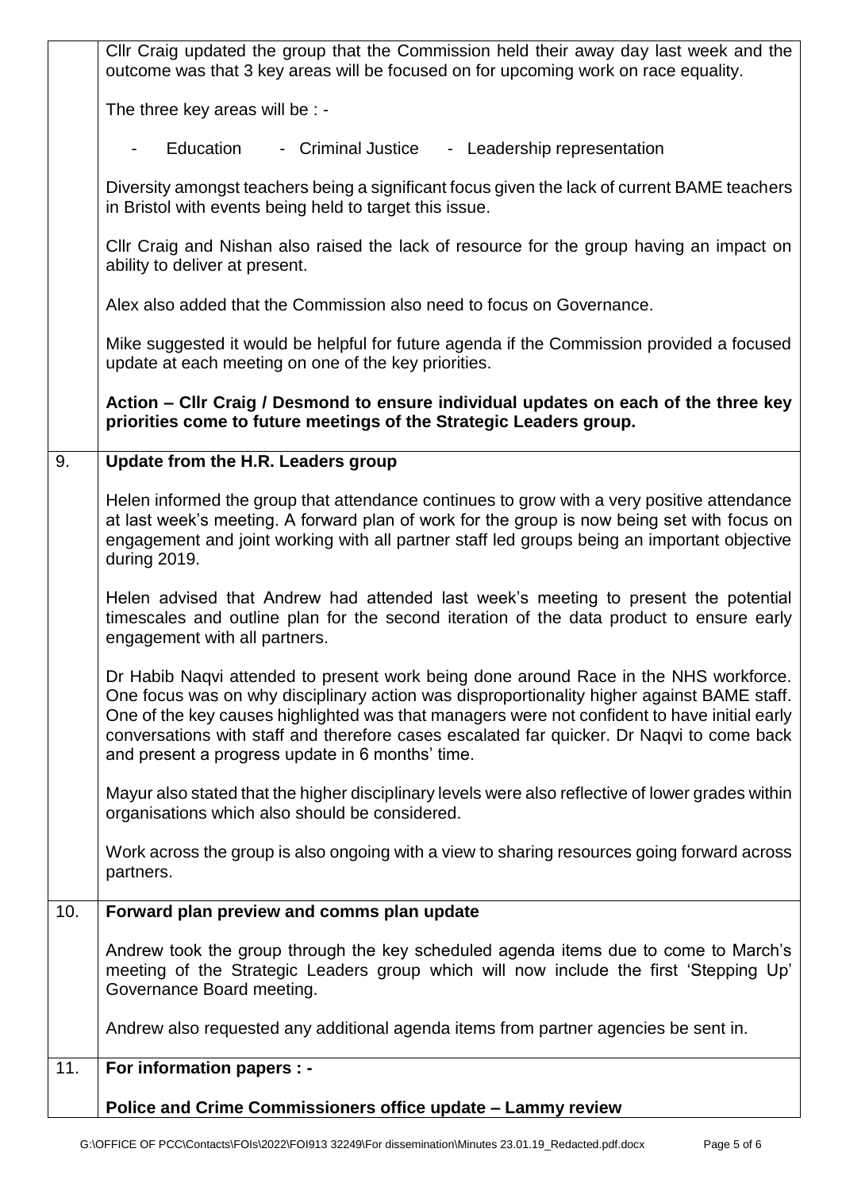| | |
|---|---|
| | Cllr Craig updated the group that the Commission held their away day last week and the outcome was that 3 key areas will be focused on for upcoming work on race equality.<br><br>The three key areas will be : -<br><br>- Education - Criminal Justice - Leadership representation<br><br>Diversity amongst teachers being a significant focus given the lack of current BAME teachers in Bristol with events being held to target this issue.<br><br>Cllr Craig and Nishan also raised the lack of resource for the group having an impact on ability to deliver at present.<br><br>Alex also added that the Commission also need to focus on Governance.<br><br>Mike suggested it would be helpful for future agenda if the Commission provided a focused update at each meeting on one of the key priorities.<br><br>**Action – Cllr Craig / Desmond to ensure individual updates on each of the three key priorities come to future meetings of the Strategic Leaders group.** |
| 9. | **Update from the H.R. Leaders group**<br><br>Helen informed the group that attendance continues to grow with a very positive attendance at last week's meeting. A forward plan of work for the group is now being set with focus on engagement and joint working with all partner staff led groups being an important objective during 2019.<br><br>Helen advised that Andrew had attended last week's meeting to present the potential timescales and outline plan for the second iteration of the data product to ensure early engagement with all partners.<br><br>Dr Habib Naqvi attended to present work being done around Race in the NHS workforce. One focus was on why disciplinary action was disproportionality higher against BAME staff. One of the key causes highlighted was that managers were not confident to have initial early conversations with staff and therefore cases escalated far quicker. Dr Naqvi to come back and present a progress update in 6 months' time.<br><br>Mayur also stated that the higher disciplinary levels were also reflective of lower grades within organisations which also should be considered.<br><br>Work across the group is also ongoing with a view to sharing resources going forward across partners. |
| 10. | **Forward plan preview and comms plan update**<br><br>Andrew took the group through the key scheduled agenda items due to come to March's meeting of the Strategic Leaders group which will now include the first 'Stepping Up' Governance Board meeting.<br><br>Andrew also requested any additional agenda items from partner agencies be sent in. |
| 11. | **For information papers : -**<br><br>**Police and Crime Commissioners office update – Lammy review** |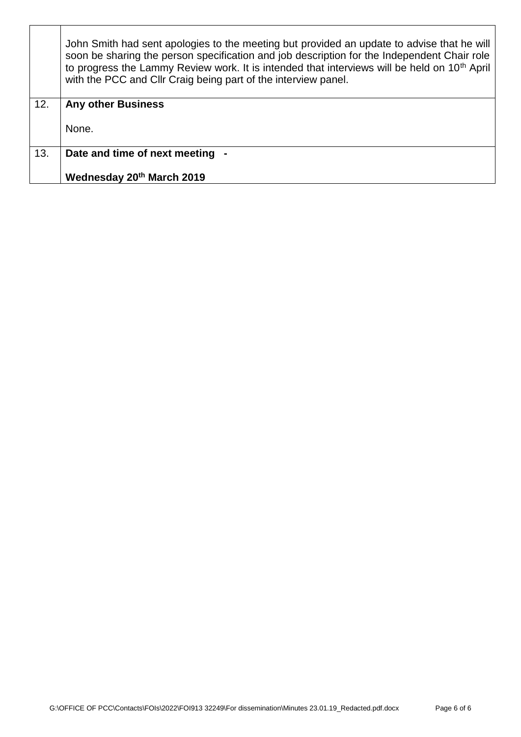| | |
|---|---|
| | John Smith had sent apologies to the meeting but provided an update to advise that he will soon be sharing the person specification and job description for the Independent Chair role to progress the Lammy Review work. It is intended that interviews will be held on 10th April with the PCC and Cllr Craig being part of the interview panel. |
| 12. | **Any other Business**<br><br>None. |
| 13. | **Date and time of next meeting -**<br><br>**Wednesday 20th March 2019** |